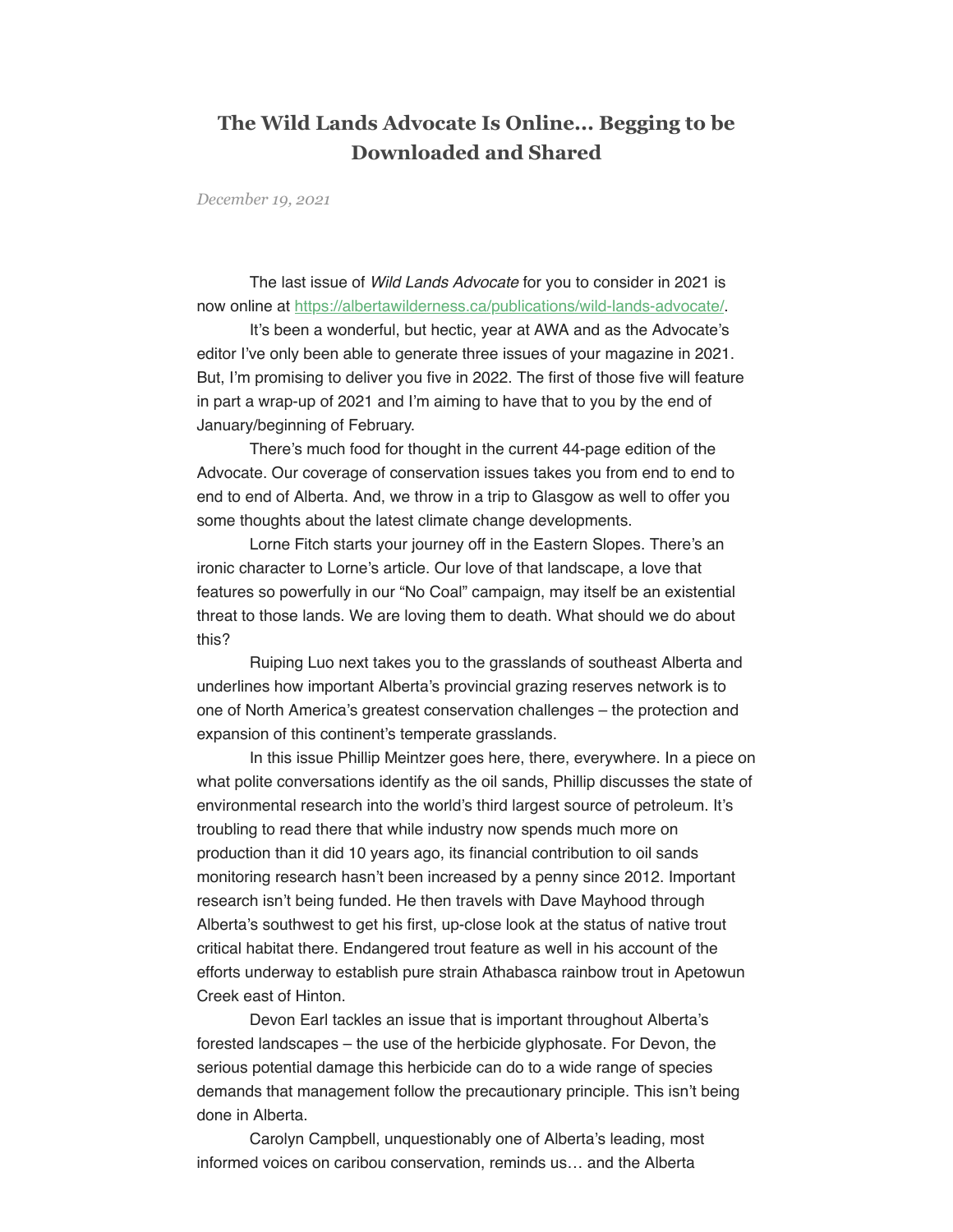# The Wild Lands Advocate Is Online… Begging to be Downloaded and Shared

*December 19, 2021*

The last issue of *Wild Lands Advocate* for you to consider in 2021 is now online at https://albertawilderness.ca/publications/wild-lands-advocate/.

It's been a wonderful, but hectic, year at AWA and as the Advocate's editor I've only been able to generate three issues of your magazine in 2021. But, I'm promising to deliver you five in 2022. The first of those five will feature in part a wrap-up of 2021 and I'm aiming to have that to you by the end of January/beginning of February.

There's much food for thought in the current 44-page edition of the Advocate. Our coverage of conservation issues takes you from end to end to end to end of Alberta. And, we throw in a trip to Glasgow as well to offer you some thoughts about the latest climate change developments.

Lorne Fitch starts your journey off in the Eastern Slopes. There's an ironic character to Lorne's article. Our love of that landscape, a love that features so powerfully in our "No Coal" campaign, may itself be an existential threat to those lands. We are loving them to death. What should we do about this?

Ruiping Luo next takes you to the grasslands of southeast Alberta and underlines how important Alberta's provincial grazing reserves network is to one of North America's greatest conservation challenges – the protection and expansion of this continent's temperate grasslands.

In this issue Phillip Meintzer goes here, there, everywhere. In a piece on what polite conversations identify as the oil sands, Phillip discusses the state of environmental research into the world's third largest source of petroleum. It's troubling to read there that while industry now spends much more on production than it did 10 years ago, its financial contribution to oil sands monitoring research hasn't been increased by a penny since 2012. Important research isn't being funded. He then travels with Dave Mayhood through Alberta's southwest to get his first, up-close look at the status of native trout critical habitat there. Endangered trout feature as well in his account of the efforts underway to establish pure strain Athabasca rainbow trout in Apetowun Creek east of Hinton.

Devon Earl tackles an issue that is important throughout Alberta's forested landscapes – the use of the herbicide glyphosate. For Devon, the serious potential damage this herbicide can do to a wide range of species demands that management follow the precautionary principle. This isn't being done in Alberta.

Carolyn Campbell, unquestionably one of Alberta's leading, most informed voices on caribou conservation, reminds us… and the Alberta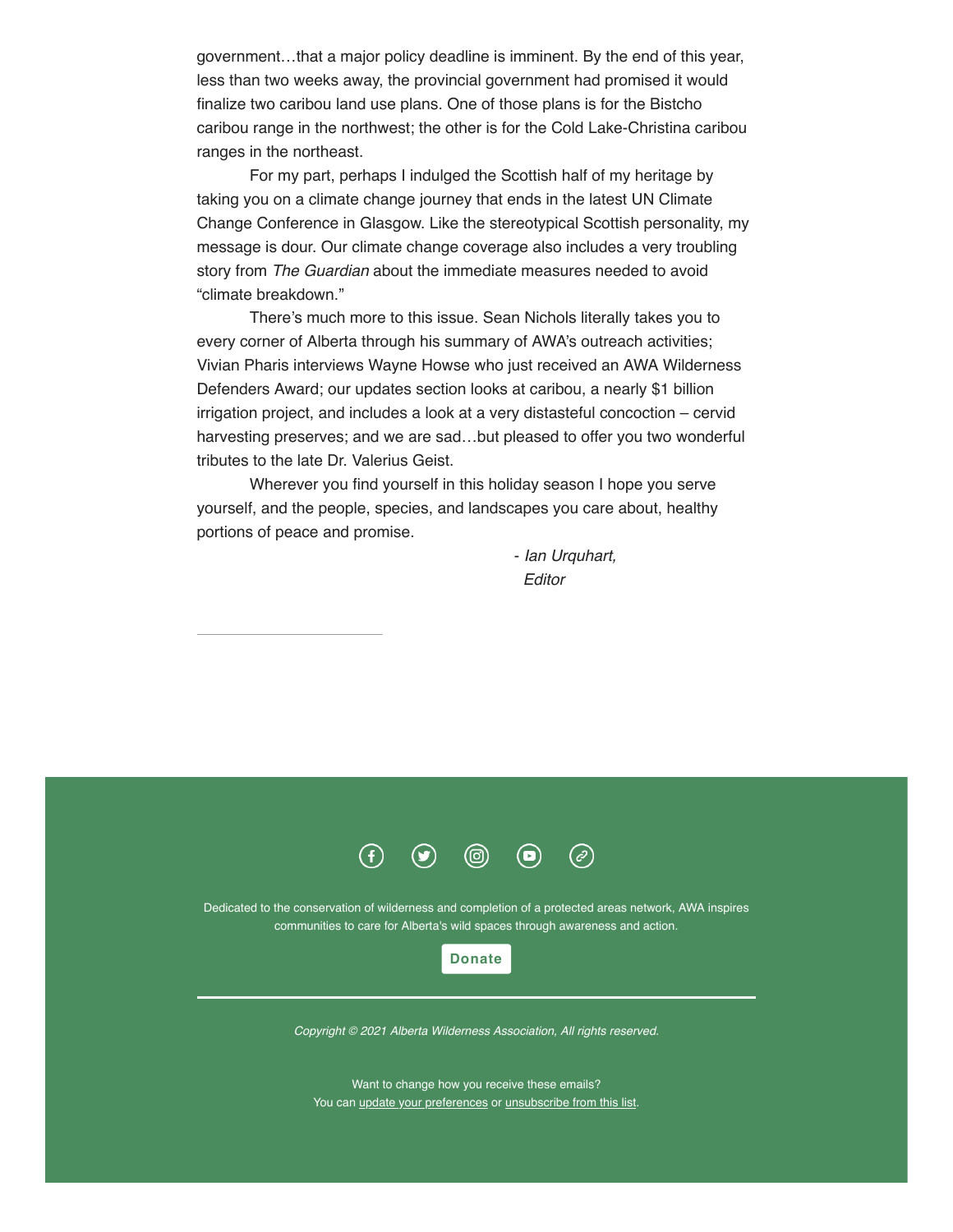government…that a major policy deadline is imminent. By the end of this year, less than two weeks away, the provincial government had promised it would finalize two caribou land use plans. One of those plans is for the Bistcho caribou range in the northwest; the other is for the Cold Lake-Christina caribou ranges in the northeast.

For my part, perhaps I indulged the Scottish half of my heritage by taking you on a climate change journey that ends in the latest UN Climate Change Conference in Glasgow. Like the stereotypical Scottish personality, my message is dour. Our climate change coverage also includes a very troubling story from *The Guardian* about the immediate measures needed to avoid "climate breakdown."

There's much more to this issue. Sean Nichols literally takes you to every corner of Alberta through his summary of AWA's outreach activities; Vivian Pharis interviews Wayne Howse who just received an AWA Wilderness Defenders Award; our updates section looks at caribou, a nearly $1 billion irrigation project, and includes a look at a very distasteful concoction – cervid harvesting preserves; and we are sad…but pleased to offer you two wonderful tributes to the late Dr. Valerius Geist.

Wherever you find yourself in this holiday season I hope you serve yourself, and the people, species, and landscapes you care about, healthy portions of peace and promise.

*- Ian Urquhart,*
*Editor*

---

Dedicated to the conservation of wilderness and completion of a protected areas network, AWA inspires communities to care for Alberta's wild spaces through awareness and action.

**Donate**

*Copyright © 2021 Alberta Wilderness Association, All rights reserved.*

Want to change how you receive these emails?
You can update your preferences or unsubscribe from this list.